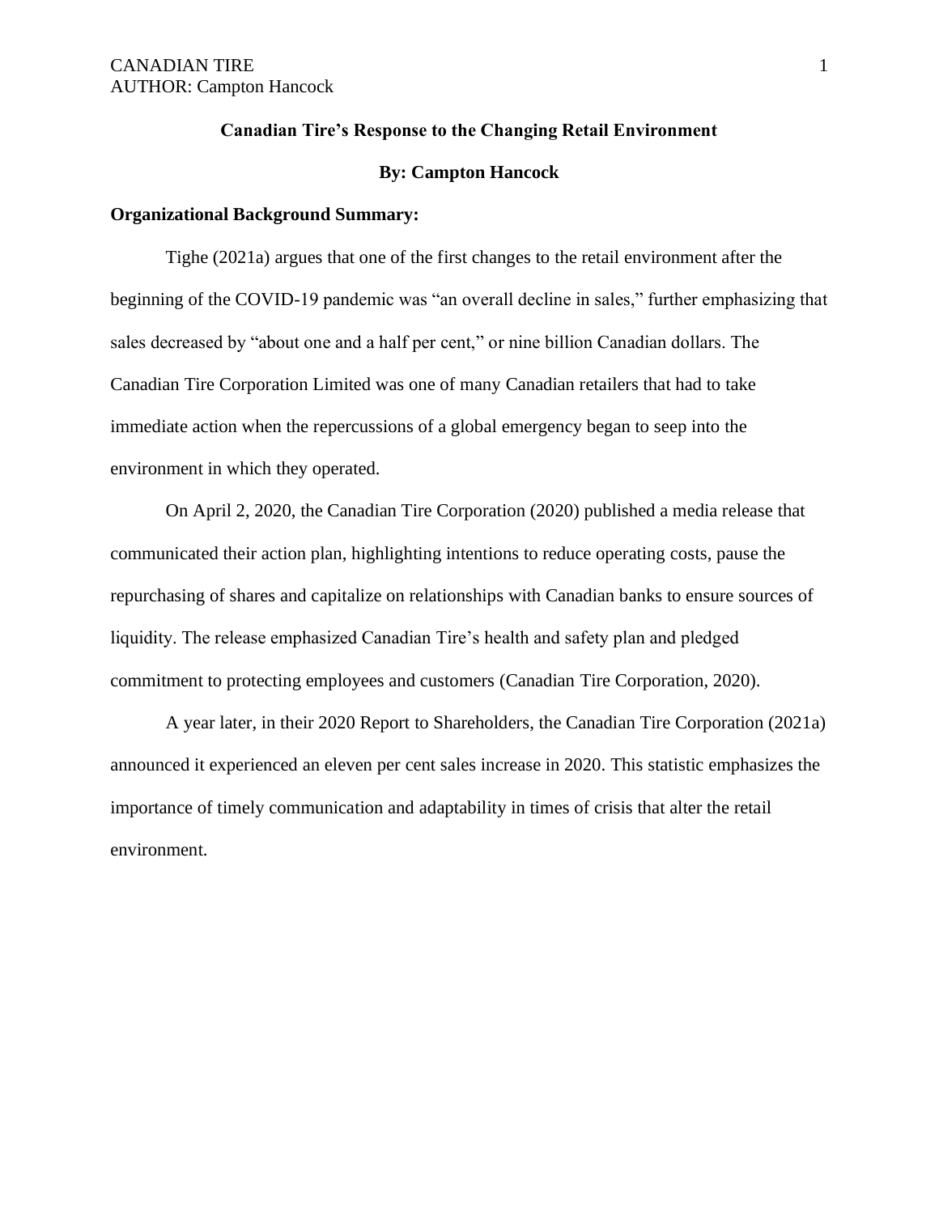# Canadian Tire's Response to the Changing Retail Environment

**By: Campton Hancock**

## Organizational Background Summary:

Tighe (2021a) argues that one of the first changes to the retail environment after the beginning of the COVID-19 pandemic was "an overall decline in sales," further emphasizing that sales decreased by "about one and a half per cent," or nine billion Canadian dollars. The Canadian Tire Corporation Limited was one of many Canadian retailers that had to take immediate action when the repercussions of a global emergency began to seep into the environment in which they operated.

On April 2, 2020, the Canadian Tire Corporation (2020) published a media release that communicated their action plan, highlighting intentions to reduce operating costs, pause the repurchasing of shares and capitalize on relationships with Canadian banks to ensure sources of liquidity. The release emphasized Canadian Tire's health and safety plan and pledged commitment to protecting employees and customers (Canadian Tire Corporation, 2020).

A year later, in their 2020 Report to Shareholders, the Canadian Tire Corporation (2021a) announced it experienced an eleven per cent sales increase in 2020. This statistic emphasizes the importance of timely communication and adaptability in times of crisis that alter the retail environment.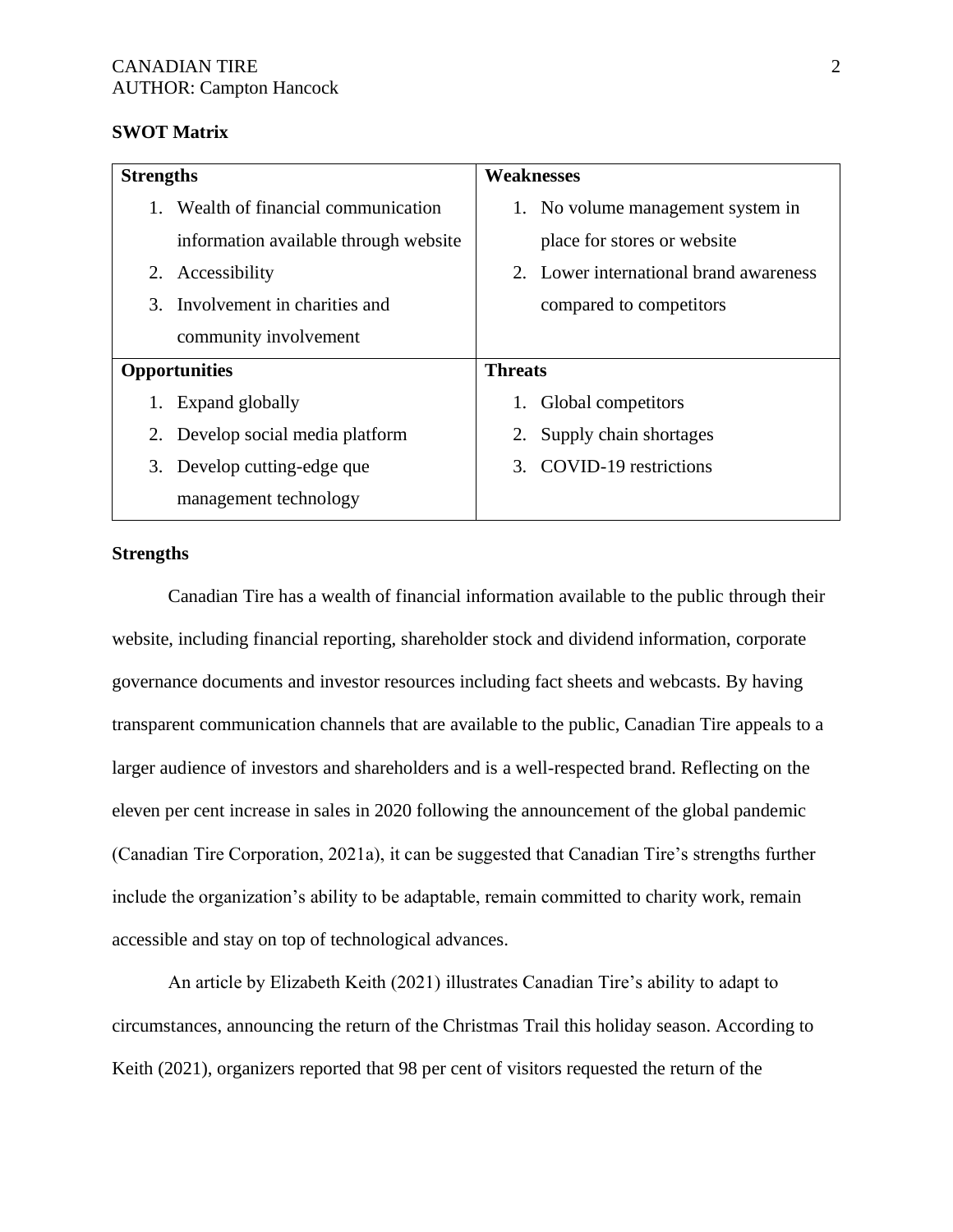**SWOT Matrix**

| **Strengths** | **Weaknesses** |
|---|---|
| 1. Wealth of financial communication information available through website<br>2. Accessibility<br>3. Involvement in charities and community involvement | 1. No volume management system in place for stores or website<br>2. Lower international brand awareness compared to competitors |
| **Opportunities** | **Threats** |
| 1. Expand globally<br>2. Develop social media platform<br>3. Develop cutting-edge que management technology | 1. Global competitors<br>2. Supply chain shortages<br>3. COVID-19 restrictions |

**Strengths**

Canadian Tire has a wealth of financial information available to the public through their website, including financial reporting, shareholder stock and dividend information, corporate governance documents and investor resources including fact sheets and webcasts. By having transparent communication channels that are available to the public, Canadian Tire appeals to a larger audience of investors and shareholders and is a well-respected brand. Reflecting on the eleven per cent increase in sales in 2020 following the announcement of the global pandemic (Canadian Tire Corporation, 2021a), it can be suggested that Canadian Tire's strengths further include the organization's ability to be adaptable, remain committed to charity work, remain accessible and stay on top of technological advances.

An article by Elizabeth Keith (2021) illustrates Canadian Tire's ability to adapt to circumstances, announcing the return of the Christmas Trail this holiday season. According to Keith (2021), organizers reported that 98 per cent of visitors requested the return of the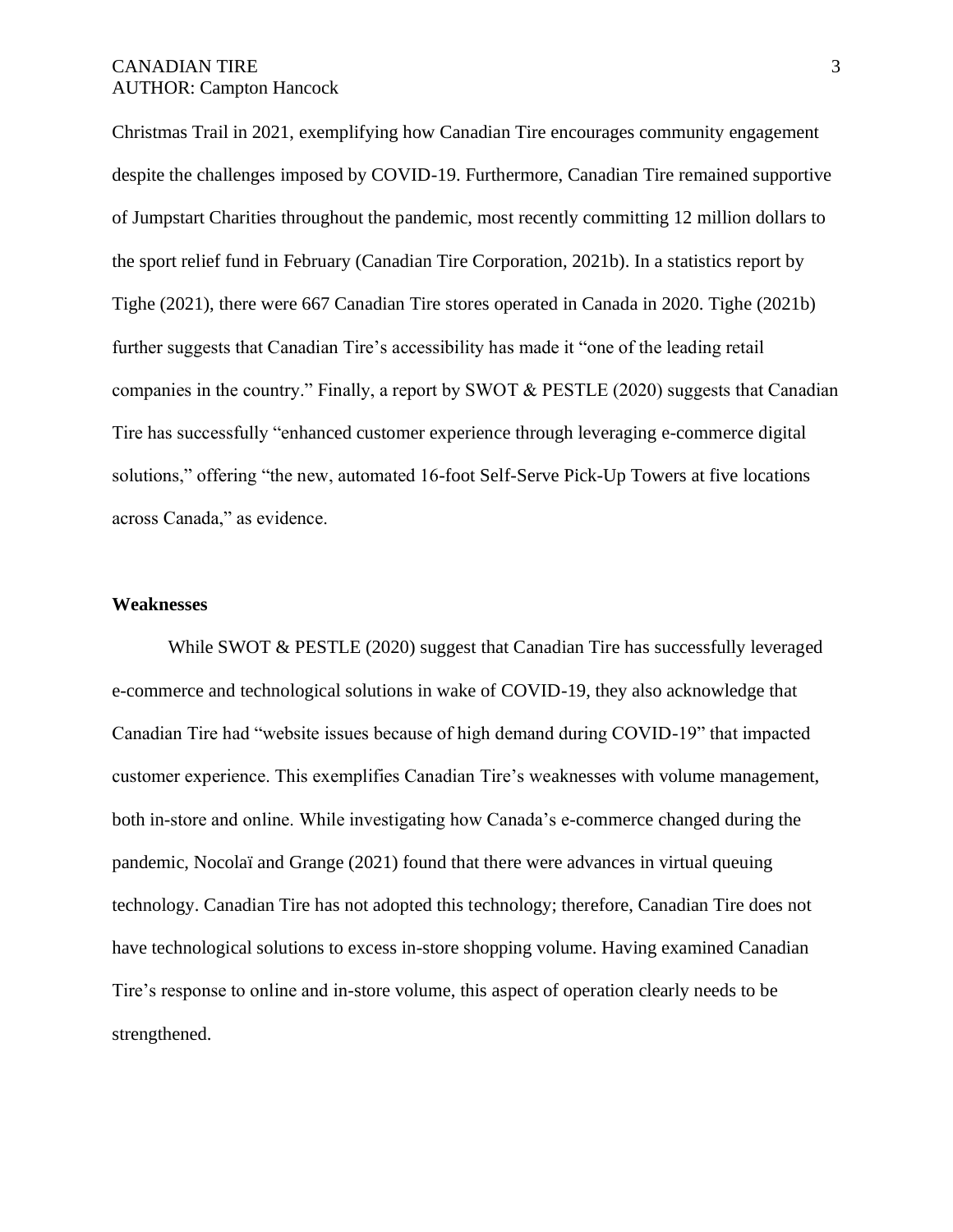Christmas Trail in 2021, exemplifying how Canadian Tire encourages community engagement despite the challenges imposed by COVID-19. Furthermore, Canadian Tire remained supportive of Jumpstart Charities throughout the pandemic, most recently committing 12 million dollars to the sport relief fund in February (Canadian Tire Corporation, 2021b). In a statistics report by Tighe (2021), there were 667 Canadian Tire stores operated in Canada in 2020. Tighe (2021b) further suggests that Canadian Tire's accessibility has made it "one of the leading retail companies in the country." Finally, a report by SWOT & PESTLE (2020) suggests that Canadian Tire has successfully "enhanced customer experience through leveraging e-commerce digital solutions," offering "the new, automated 16-foot Self-Serve Pick-Up Towers at five locations across Canada," as evidence.

### Weaknesses

While SWOT & PESTLE (2020) suggest that Canadian Tire has successfully leveraged e-commerce and technological solutions in wake of COVID-19, they also acknowledge that Canadian Tire had "website issues because of high demand during COVID-19" that impacted customer experience. This exemplifies Canadian Tire's weaknesses with volume management, both in-store and online. While investigating how Canada's e-commerce changed during the pandemic, Nocolaï and Grange (2021) found that there were advances in virtual queuing technology. Canadian Tire has not adopted this technology; therefore, Canadian Tire does not have technological solutions to excess in-store shopping volume. Having examined Canadian Tire's response to online and in-store volume, this aspect of operation clearly needs to be strengthened.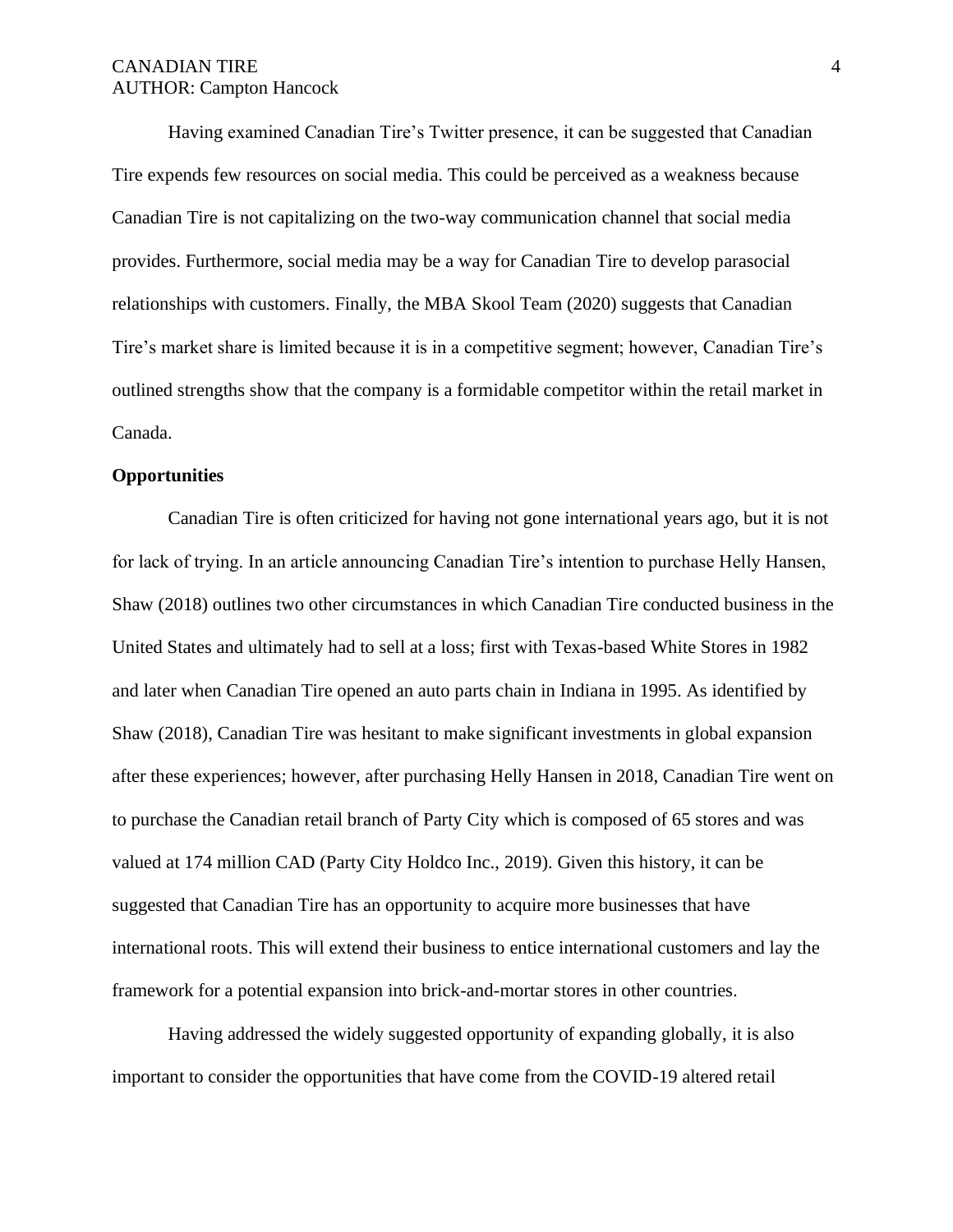Having examined Canadian Tire's Twitter presence, it can be suggested that Canadian Tire expends few resources on social media. This could be perceived as a weakness because Canadian Tire is not capitalizing on the two-way communication channel that social media provides. Furthermore, social media may be a way for Canadian Tire to develop parasocial relationships with customers. Finally, the MBA Skool Team (2020) suggests that Canadian Tire's market share is limited because it is in a competitive segment; however, Canadian Tire's outlined strengths show that the company is a formidable competitor within the retail market in Canada.

**Opportunities**

Canadian Tire is often criticized for having not gone international years ago, but it is not for lack of trying. In an article announcing Canadian Tire's intention to purchase Helly Hansen, Shaw (2018) outlines two other circumstances in which Canadian Tire conducted business in the United States and ultimately had to sell at a loss; first with Texas-based White Stores in 1982 and later when Canadian Tire opened an auto parts chain in Indiana in 1995. As identified by Shaw (2018), Canadian Tire was hesitant to make significant investments in global expansion after these experiences; however, after purchasing Helly Hansen in 2018, Canadian Tire went on to purchase the Canadian retail branch of Party City which is composed of 65 stores and was valued at 174 million CAD (Party City Holdco Inc., 2019). Given this history, it can be suggested that Canadian Tire has an opportunity to acquire more businesses that have international roots. This will extend their business to entice international customers and lay the framework for a potential expansion into brick-and-mortar stores in other countries.

Having addressed the widely suggested opportunity of expanding globally, it is also important to consider the opportunities that have come from the COVID-19 altered retail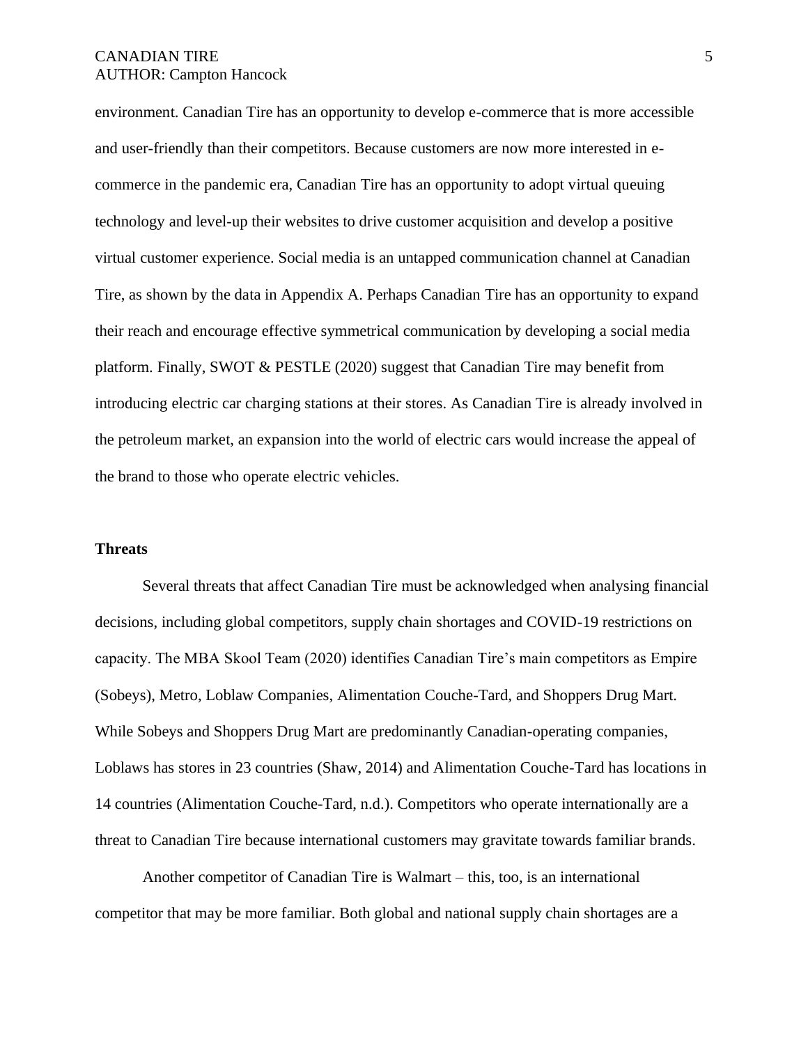environment. Canadian Tire has an opportunity to develop e-commerce that is more accessible and user-friendly than their competitors. Because customers are now more interested in e-commerce in the pandemic era, Canadian Tire has an opportunity to adopt virtual queuing technology and level-up their websites to drive customer acquisition and develop a positive virtual customer experience. Social media is an untapped communication channel at Canadian Tire, as shown by the data in Appendix A. Perhaps Canadian Tire has an opportunity to expand their reach and encourage effective symmetrical communication by developing a social media platform. Finally, SWOT & PESTLE (2020) suggest that Canadian Tire may benefit from introducing electric car charging stations at their stores. As Canadian Tire is already involved in the petroleum market, an expansion into the world of electric cars would increase the appeal of the brand to those who operate electric vehicles.

**Threats**

Several threats that affect Canadian Tire must be acknowledged when analysing financial decisions, including global competitors, supply chain shortages and COVID-19 restrictions on capacity. The MBA Skool Team (2020) identifies Canadian Tire's main competitors as Empire (Sobeys), Metro, Loblaw Companies, Alimentation Couche-Tard, and Shoppers Drug Mart. While Sobeys and Shoppers Drug Mart are predominantly Canadian-operating companies, Loblaws has stores in 23 countries (Shaw, 2014) and Alimentation Couche-Tard has locations in 14 countries (Alimentation Couche-Tard, n.d.). Competitors who operate internationally are a threat to Canadian Tire because international customers may gravitate towards familiar brands.

Another competitor of Canadian Tire is Walmart – this, too, is an international competitor that may be more familiar. Both global and national supply chain shortages are a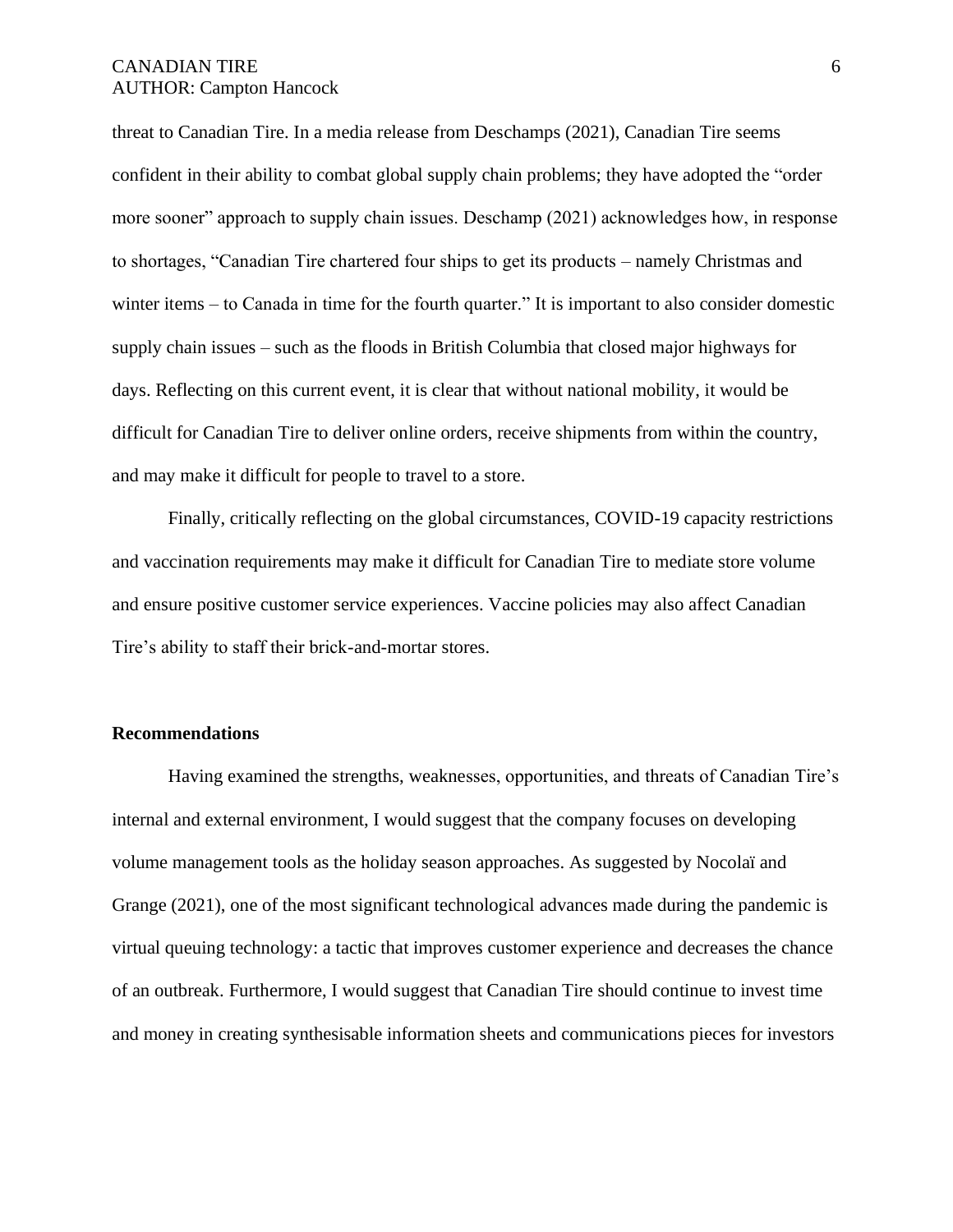threat to Canadian Tire. In a media release from Deschamps (2021), Canadian Tire seems confident in their ability to combat global supply chain problems; they have adopted the "order more sooner" approach to supply chain issues. Deschamp (2021) acknowledges how, in response to shortages, "Canadian Tire chartered four ships to get its products – namely Christmas and winter items – to Canada in time for the fourth quarter." It is important to also consider domestic supply chain issues – such as the floods in British Columbia that closed major highways for days. Reflecting on this current event, it is clear that without national mobility, it would be difficult for Canadian Tire to deliver online orders, receive shipments from within the country, and may make it difficult for people to travel to a store.

Finally, critically reflecting on the global circumstances, COVID-19 capacity restrictions and vaccination requirements may make it difficult for Canadian Tire to mediate store volume and ensure positive customer service experiences. Vaccine policies may also affect Canadian Tire's ability to staff their brick-and-mortar stores.

## Recommendations

Having examined the strengths, weaknesses, opportunities, and threats of Canadian Tire's internal and external environment, I would suggest that the company focuses on developing volume management tools as the holiday season approaches. As suggested by Nocolaï and Grange (2021), one of the most significant technological advances made during the pandemic is virtual queuing technology: a tactic that improves customer experience and decreases the chance of an outbreak. Furthermore, I would suggest that Canadian Tire should continue to invest time and money in creating synthesisable information sheets and communications pieces for investors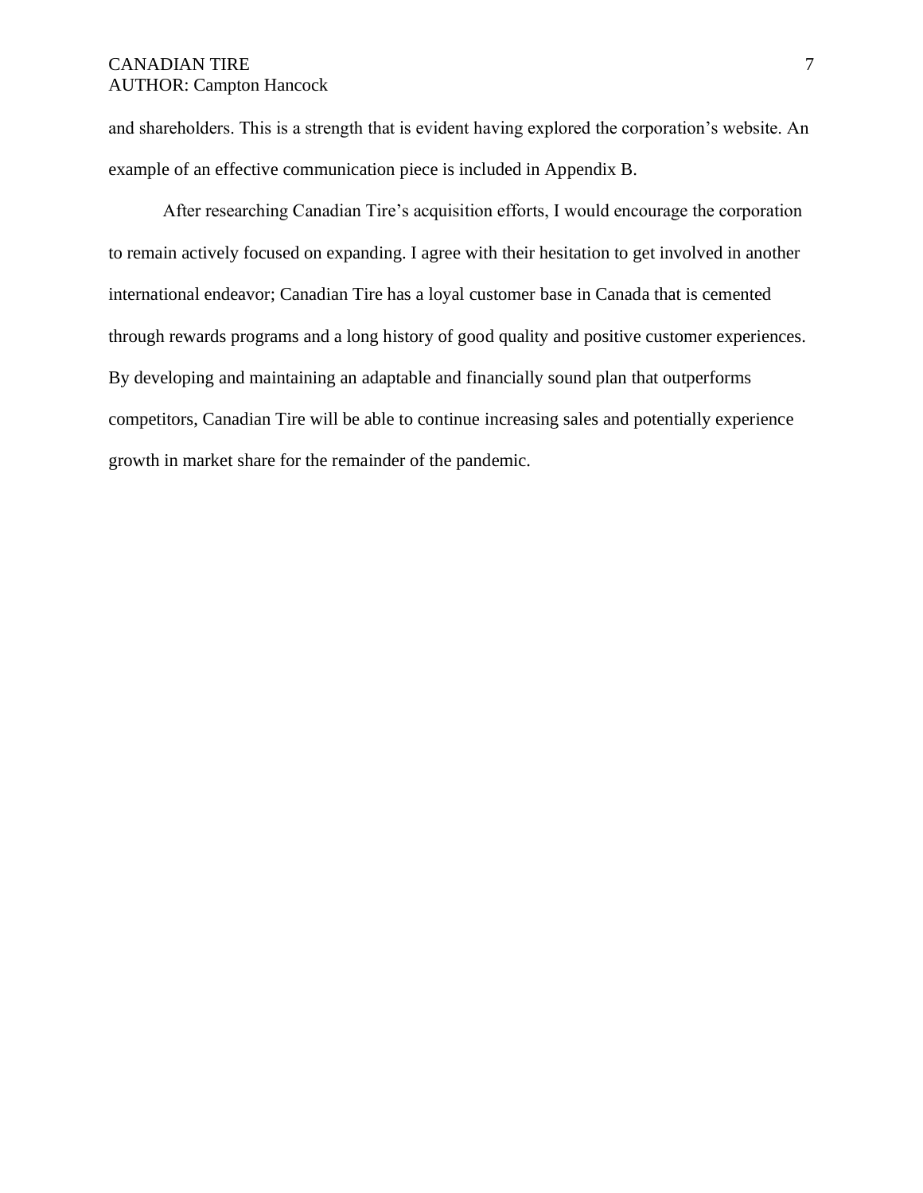and shareholders. This is a strength that is evident having explored the corporation's website. An example of an effective communication piece is included in Appendix B.

After researching Canadian Tire's acquisition efforts, I would encourage the corporation to remain actively focused on expanding. I agree with their hesitation to get involved in another international endeavor; Canadian Tire has a loyal customer base in Canada that is cemented through rewards programs and a long history of good quality and positive customer experiences. By developing and maintaining an adaptable and financially sound plan that outperforms competitors, Canadian Tire will be able to continue increasing sales and potentially experience growth in market share for the remainder of the pandemic.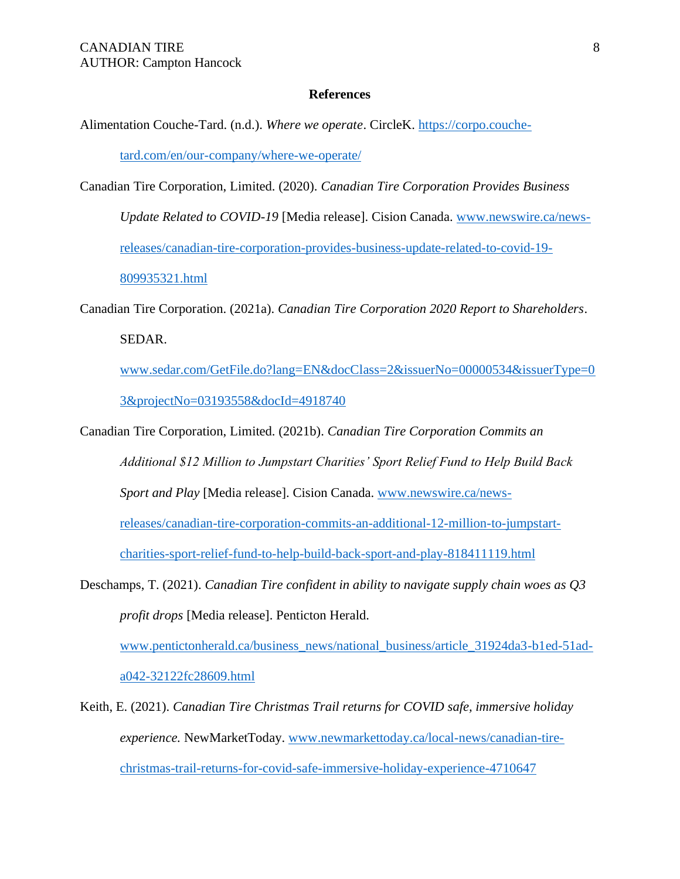## References

Alimentation Couche-Tard. (n.d.). *Where we operate*. CircleK. https://corpo.couche-tard.com/en/our-company/where-we-operate/

Canadian Tire Corporation, Limited. (2020). *Canadian Tire Corporation Provides Business Update Related to COVID-19* [Media release]. Cision Canada. www.newswire.ca/news-releases/canadian-tire-corporation-provides-business-update-related-to-covid-19-809935321.html

Canadian Tire Corporation. (2021a). *Canadian Tire Corporation 2020 Report to Shareholders*. SEDAR. www.sedar.com/GetFile.do?lang=EN&docClass=2&issuerNo=00000534&issuerType=03&projectNo=03193558&docId=4918740

Canadian Tire Corporation, Limited. (2021b). *Canadian Tire Corporation Commits an Additional $12 Million to Jumpstart Charities' Sport Relief Fund to Help Build Back Sport and Play* [Media release]. Cision Canada. www.newswire.ca/news-releases/canadian-tire-corporation-commits-an-additional-12-million-to-jumpstart-charities-sport-relief-fund-to-help-build-back-sport-and-play-818411119.html

Deschamps, T. (2021). *Canadian Tire confident in ability to navigate supply chain woes as Q3 profit drops* [Media release]. Penticton Herald. www.pentictonherald.ca/business_news/national_business/article_31924da3-b1ed-51ad-a042-32122fc28609.html

Keith, E. (2021). *Canadian Tire Christmas Trail returns for COVID safe, immersive holiday experience.* NewMarketToday. www.newmarkettoday.ca/local-news/canadian-tire-christmas-trail-returns-for-covid-safe-immersive-holiday-experience-4710647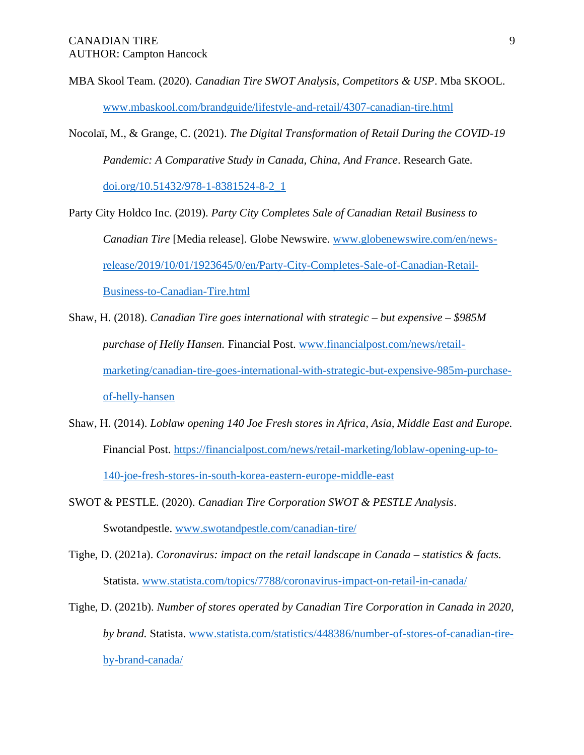MBA Skool Team. (2020). *Canadian Tire SWOT Analysis, Competitors & USP*. Mba SKOOL. www.mbaskool.com/brandguide/lifestyle-and-retail/4307-canadian-tire.html

Nocolaï, M., & Grange, C. (2021). *The Digital Transformation of Retail During the COVID-19 Pandemic: A Comparative Study in Canada, China, And France*. Research Gate. doi.org/10.51432/978-1-8381524-8-2_1

Party City Holdco Inc. (2019). *Party City Completes Sale of Canadian Retail Business to Canadian Tire* [Media release]. Globe Newswire. www.globenewswire.com/en/news-release/2019/10/01/1923645/0/en/Party-City-Completes-Sale-of-Canadian-Retail-Business-to-Canadian-Tire.html

Shaw, H. (2018). *Canadian Tire goes international with strategic – but expensive – $985M purchase of Helly Hansen.* Financial Post. www.financialpost.com/news/retail-marketing/canadian-tire-goes-international-with-strategic-but-expensive-985m-purchase-of-helly-hansen

Shaw, H. (2014). *Loblaw opening 140 Joe Fresh stores in Africa, Asia, Middle East and Europe.* Financial Post. https://financialpost.com/news/retail-marketing/loblaw-opening-up-to-140-joe-fresh-stores-in-south-korea-eastern-europe-middle-east

SWOT & PESTLE. (2020). *Canadian Tire Corporation SWOT & PESTLE Analysis*. Swotandpestle. www.swotandpestle.com/canadian-tire/

Tighe, D. (2021a). *Coronavirus: impact on the retail landscape in Canada – statistics & facts.* Statista. www.statista.com/topics/7788/coronavirus-impact-on-retail-in-canada/

Tighe, D. (2021b). *Number of stores operated by Canadian Tire Corporation in Canada in 2020, by brand.* Statista. www.statista.com/statistics/448386/number-of-stores-of-canadian-tire-by-brand-canada/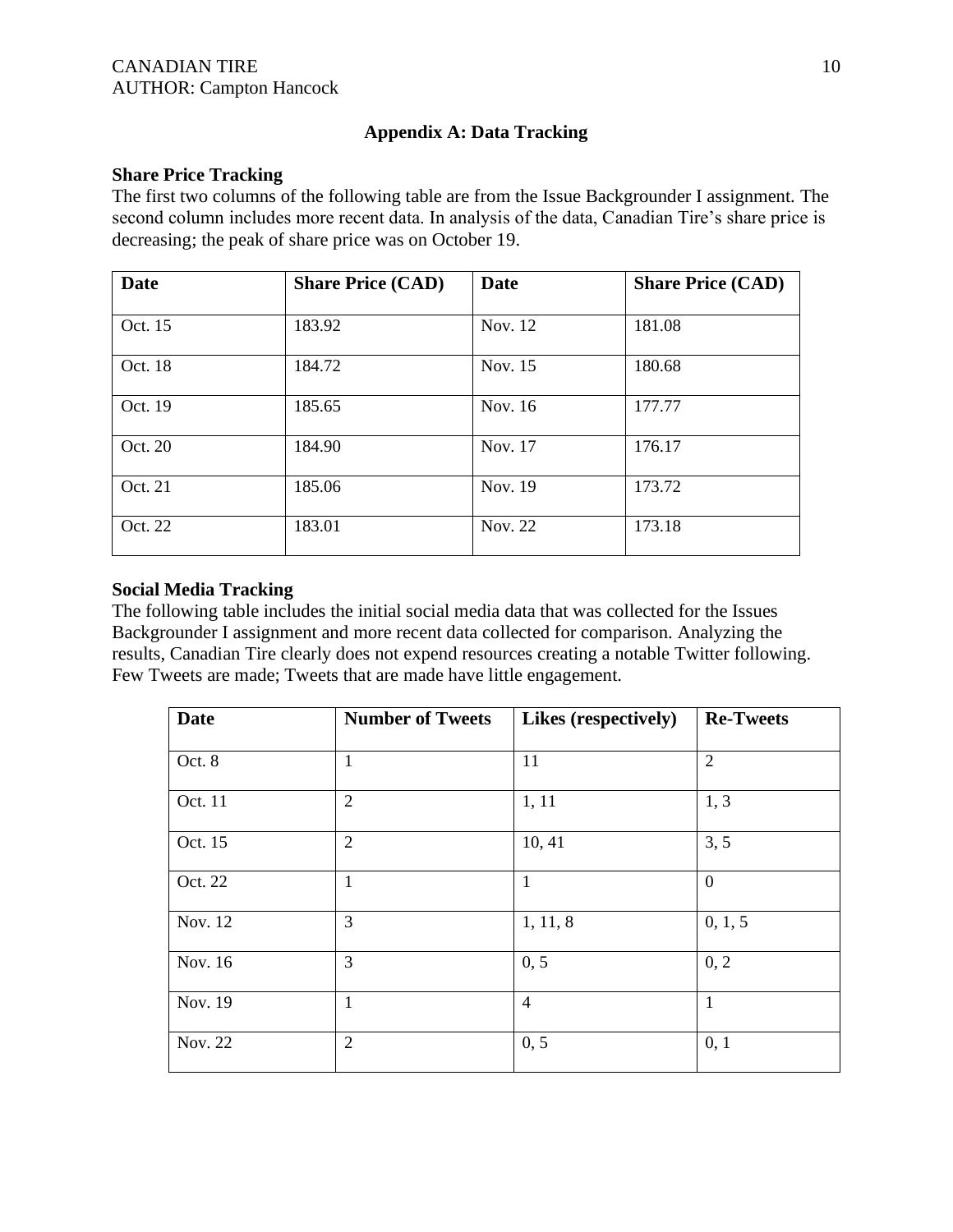## Appendix A: Data Tracking

**Share Price Tracking**

The first two columns of the following table are from the Issue Backgrounder I assignment. The second column includes more recent data. In analysis of the data, Canadian Tire's share price is decreasing; the peak of share price was on October 19.

| Date | Share Price (CAD) | Date | Share Price (CAD) |
|---|---|---|---|
| Oct. 15 | 183.92 | Nov. 12 | 181.08 |
| Oct. 18 | 184.72 | Nov. 15 | 180.68 |
| Oct. 19 | 185.65 | Nov. 16 | 177.77 |
| Oct. 20 | 184.90 | Nov. 17 | 176.17 |
| Oct. 21 | 185.06 | Nov. 19 | 173.72 |
| Oct. 22 | 183.01 | Nov. 22 | 173.18 |

**Social Media Tracking**

The following table includes the initial social media data that was collected for the Issues Backgrounder I assignment and more recent data collected for comparison. Analyzing the results, Canadian Tire clearly does not expend resources creating a notable Twitter following. Few Tweets are made; Tweets that are made have little engagement.

| Date | Number of Tweets | Likes (respectively) | Re-Tweets |
|---|---|---|---|
| Oct. 8 | 1 | 11 | 2 |
| Oct. 11 | 2 | 1, 11 | 1, 3 |
| Oct. 15 | 2 | 10, 41 | 3, 5 |
| Oct. 22 | 1 | 1 | 0 |
| Nov. 12 | 3 | 1, 11, 8 | 0, 1, 5 |
| Nov. 16 | 3 | 0, 5 | 0, 2 |
| Nov. 19 | 1 | 4 | 1 |
| Nov. 22 | 2 | 0, 5 | 0, 1 |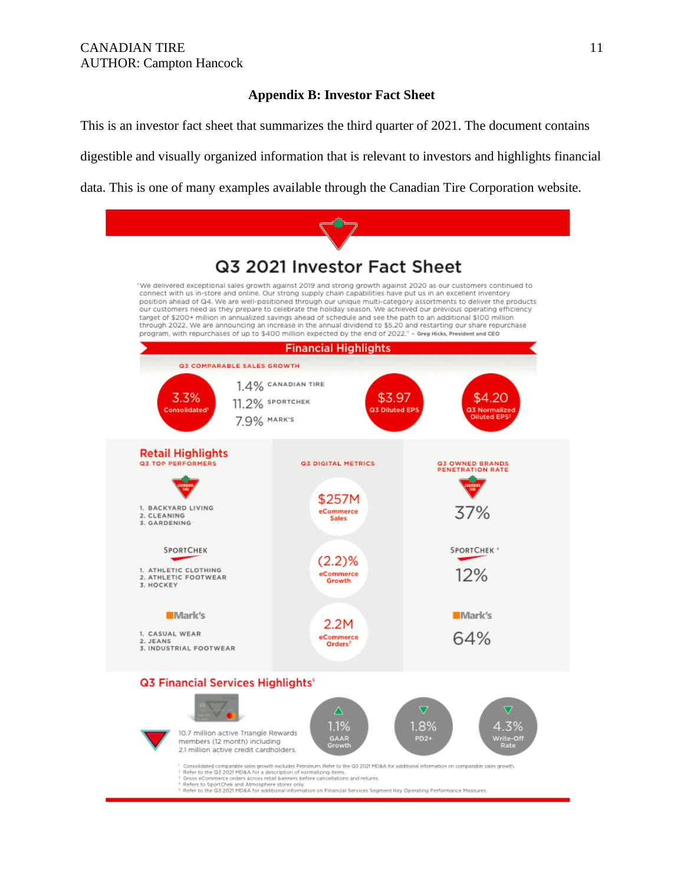## Appendix B: Investor Fact Sheet

This is an investor fact sheet that summarizes the third quarter of 2021. The document contains digestible and visually organized information that is relevant to investors and highlights financial data. This is one of many examples available through the Canadian Tire Corporation website.

# Q3 2021 Investor Fact Sheet

"We delivered exceptional sales growth against 2019 and strong growth against 2020 as our customers continued to connect with us in-store and online. Our strong supply chain capabilities have put us in an excellent inventory position ahead of Q4. We are well-positioned through our unique multi-category assortments to deliver the products our customers need as they prepare to celebrate the holiday season. We achieved our previous operating efficiency target of $200+ million in annualized savings ahead of schedule and see the path to an additional $100 million through 2022. We are announcing an increase in the annual dividend to $5.20 and restarting our share repurchase program, with repurchases of up to $400 million expected by the end of 2022." – **Greg Hicks, President and CEO**

## Financial Highlights

Q3 COMPARABLE SALES GROWTH

3.3% Consolidated[1]

1.4% CANADIAN TIRE

11.2% SPORTCHEK

7.9% MARK'S

$3.97 Q3 Diluted EPS

$4.20 Q3 Normalized Diluted EPS[2]

## Retail Highlights

Q3 TOP PERFORMERS

Canadian Tire

1. BACKYARD LIVING
2. CLEANING
3. GARDENING

SportChek

1. ATHLETIC CLOTHING
2. ATHLETIC FOOTWEAR
3. HOCKEY

Mark's

1. CASUAL WEAR
2. JEANS
3. INDUSTRIAL FOOTWEAR

Q3 DIGITAL METRICS

$257M eCommerce Sales

(2.2)% eCommerce Growth

2.2M eCommerce Orders[3]

Q3 OWNED BRANDS PENETRATION RATE

Canadian Tire 37%

SportChek[4] 12%

Mark's 64%

## Q3 Financial Services Highlights[5]

10.7 million active Triangle Rewards members (12 month) including 2.1 million active credit cardholders.

1.1% GAAR Growth

1.8% PD2+

4.3% Write-Off Rate

[1] Consolidated comparable sales growth excludes Petroleum. Refer to the Q3 2021 MD&A for additional information on comparable sales growth.
[2] Refer to the Q3 2021 MD&A for a description of normalizing items.
[3] Gross eCommerce orders across retail banners before cancellations and returns.
[4] Refers to SportChek and Atmosphere stores only.
[5] Refer to the Q3 2021 MD&A for additional information on Financial Services Segment Key Operating Performance Measures.